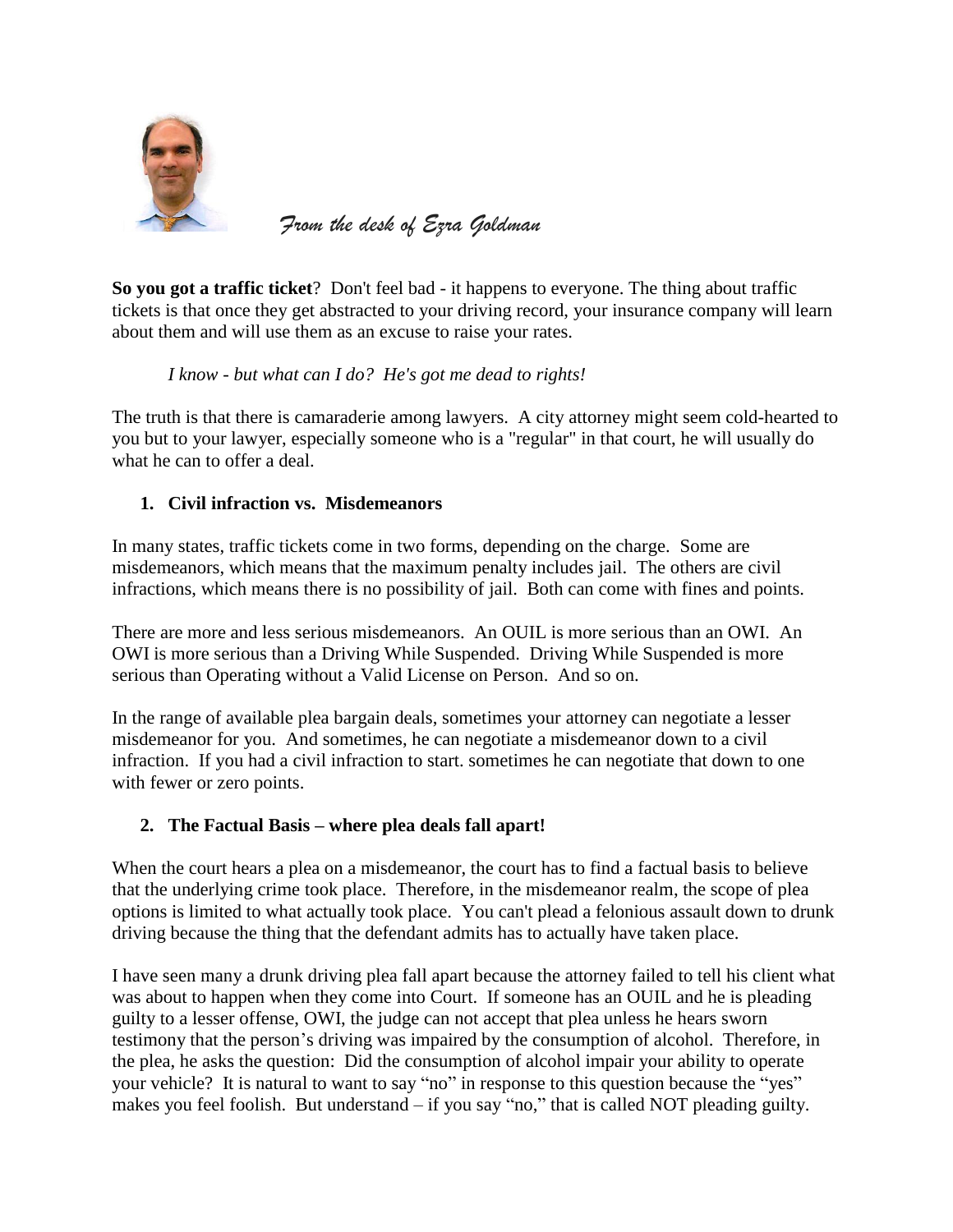*From the desk of Ezra Goldman*

**So you got a traffic ticket**? Don't feel bad - it happens to everyone. The thing about traffic tickets is that once they get abstracted to your driving record, your insurance company will learn about them and will use them as an excuse to raise your rates.

*I know - but what can I do? He's got me dead to rights!*

The truth is that there is camaraderie among lawyers. A city attorney might seem cold-hearted to you but to your lawyer, especially someone who is a "regular" in that court, he will usually do what he can to offer a deal.

## 1. Civil infraction vs. Misdemeanors

In many states, traffic tickets come in two forms, depending on the charge. Some are misdemeanors, which means that the maximum penalty includes jail. The others are civil infractions, which means there is no possibility of jail. Both can come with fines and points.

There are more and less serious misdemeanors. An OUIL is more serious than an OWI. An OWI is more serious than a Driving While Suspended. Driving While Suspended is more serious than Operating without a Valid License on Person. And so on.

In the range of available plea bargain deals, sometimes your attorney can negotiate a lesser misdemeanor for you. And sometimes, he can negotiate a misdemeanor down to a civil infraction. If you had a civil infraction to start. sometimes he can negotiate that down to one with fewer or zero points.

## 2. The Factual Basis – where plea deals fall apart!

When the court hears a plea on a misdemeanor, the court has to find a factual basis to believe that the underlying crime took place. Therefore, in the misdemeanor realm, the scope of plea options is limited to what actually took place. You can't plead a felonious assault down to drunk driving because the thing that the defendant admits has to actually have taken place.

I have seen many a drunk driving plea fall apart because the attorney failed to tell his client what was about to happen when they come into Court. If someone has an OUIL and he is pleading guilty to a lesser offense, OWI, the judge can not accept that plea unless he hears sworn testimony that the person's driving was impaired by the consumption of alcohol. Therefore, in the plea, he asks the question: Did the consumption of alcohol impair your ability to operate your vehicle? It is natural to want to say "no" in response to this question because the "yes" makes you feel foolish. But understand – if you say "no," that is called NOT pleading guilty.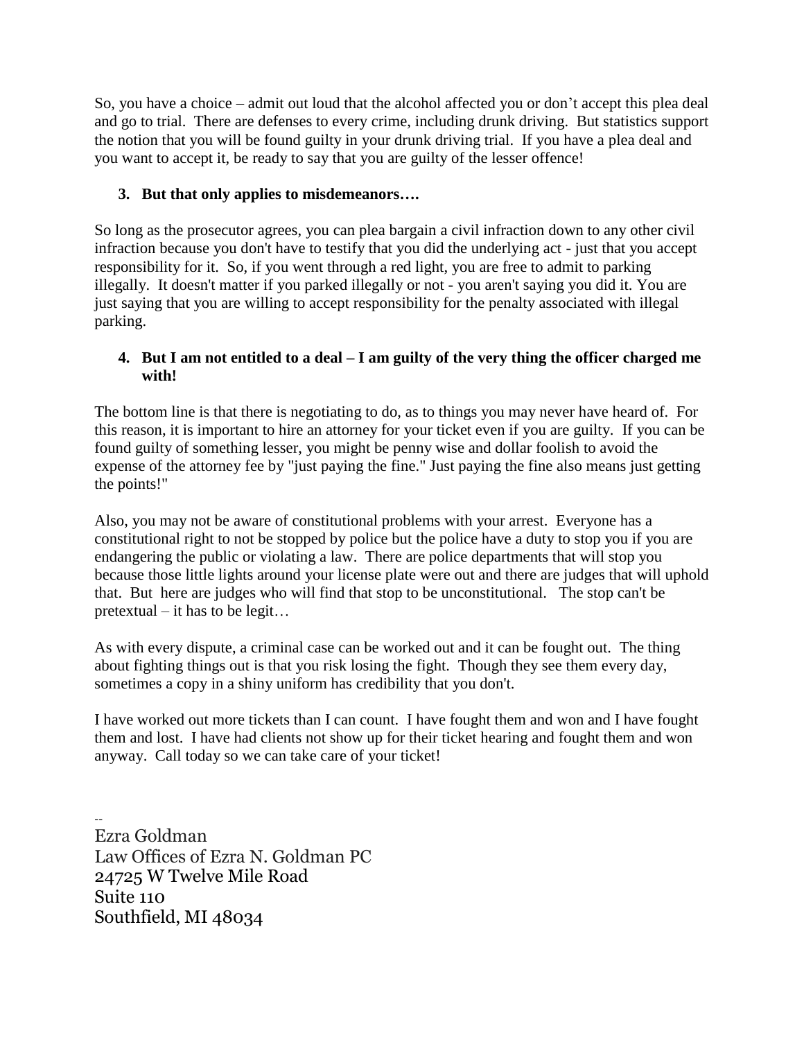So, you have a choice – admit out loud that the alcohol affected you or don't accept this plea deal and go to trial. There are defenses to every crime, including drunk driving. But statistics support the notion that you will be found guilty in your drunk driving trial. If you have a plea deal and you want to accept it, be ready to say that you are guilty of the lesser offence!

3. **But that only applies to misdemeanors….**

So long as the prosecutor agrees, you can plea bargain a civil infraction down to any other civil infraction because you don't have to testify that you did the underlying act - just that you accept responsibility for it. So, if you went through a red light, you are free to admit to parking illegally. It doesn't matter if you parked illegally or not - you aren't saying you did it. You are just saying that you are willing to accept responsibility for the penalty associated with illegal parking.

4. **But I am not entitled to a deal – I am guilty of the very thing the officer charged me with!**

The bottom line is that there is negotiating to do, as to things you may never have heard of. For this reason, it is important to hire an attorney for your ticket even if you are guilty. If you can be found guilty of something lesser, you might be penny wise and dollar foolish to avoid the expense of the attorney fee by "just paying the fine." Just paying the fine also means just getting the points!"

Also, you may not be aware of constitutional problems with your arrest. Everyone has a constitutional right to not be stopped by police but the police have a duty to stop you if you are endangering the public or violating a law. There are police departments that will stop you because those little lights around your license plate were out and there are judges that will uphold that. But here are judges who will find that stop to be unconstitutional. The stop can't be pretextual – it has to be legit…

As with every dispute, a criminal case can be worked out and it can be fought out. The thing about fighting things out is that you risk losing the fight. Though they see them every day, sometimes a copy in a shiny uniform has credibility that you don't.

I have worked out more tickets than I can count. I have fought them and won and I have fought them and lost. I have had clients not show up for their ticket hearing and fought them and won anyway. Call today so we can take care of your ticket!

--
Ezra Goldman
Law Offices of Ezra N. Goldman PC
24725 W Twelve Mile Road
Suite 110
Southfield, MI 48034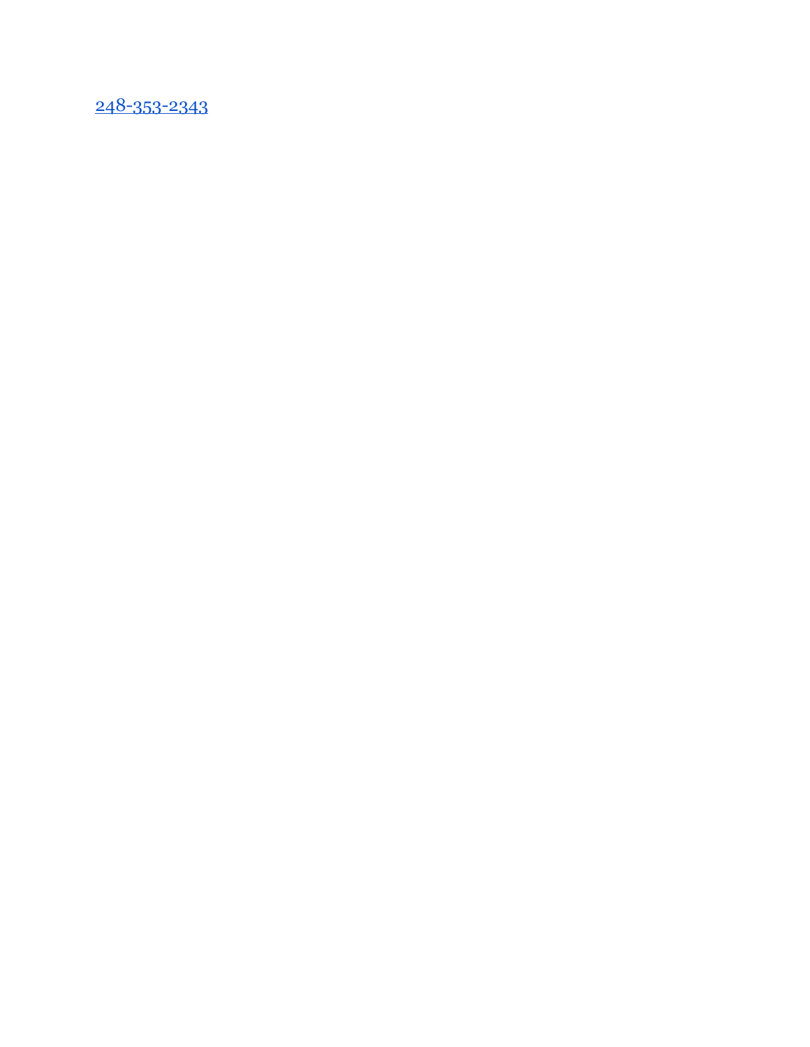[248-353-2343](tel:248-353-2343)